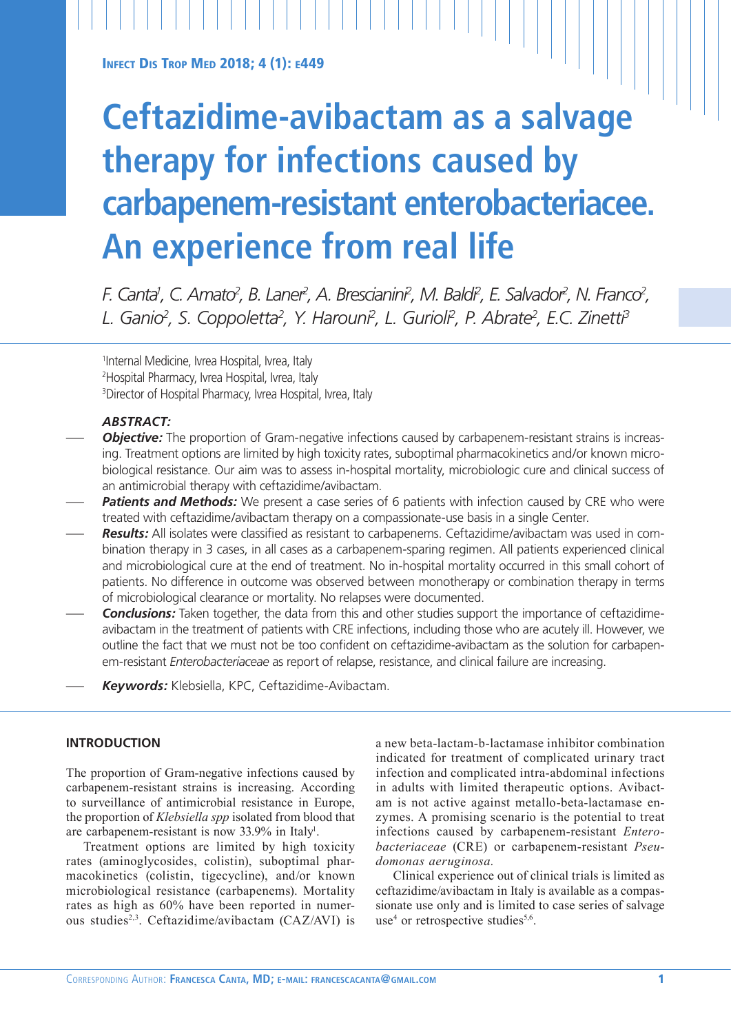# Ceftazidime-avibactam as a salvage therapy for infections caused by carbapenem-resistant enterobacteriacee. An experience from real life

*F. Canta[1], C. Amato[2], B. Laner[2], A. Brescianini[2], M. Baldi[2], E. Salvador[2], N. Franco[2], L. Ganio[2], S. Coppoletta[2], Y. Harouni[2], L. Gurioli[2], P. Abrate[2], E.C. Zinetti[3]*

[1]Internal Medicine, Ivrea Hospital, Ivrea, Italy
[2]Hospital Pharmacy, Ivrea Hospital, Ivrea, Italy
[3]Director of Hospital Pharmacy, Ivrea Hospital, Ivrea, Italy

***ABSTRACT:***

- ***Objective:*** The proportion of Gram-negative infections caused by carbapenem-resistant strains is increasing. Treatment options are limited by high toxicity rates, suboptimal pharmacokinetics and/or known microbiological resistance. Our aim was to assess in-hospital mortality, microbiologic cure and clinical success of an antimicrobial therapy with ceftazidime/avibactam.
- ***Patients and Methods:*** We present a case series of 6 patients with infection caused by CRE who were treated with ceftazidime/avibactam therapy on a compassionate-use basis in a single Center.
- ***Results:*** All isolates were classified as resistant to carbapenems. Ceftazidime/avibactam was used in combination therapy in 3 cases, in all cases as a carbapenem-sparing regimen. All patients experienced clinical and microbiological cure at the end of treatment. No in-hospital mortality occurred in this small cohort of patients. No difference in outcome was observed between monotherapy or combination therapy in terms of microbiological clearance or mortality. No relapses were documented.
- ***Conclusions:*** Taken together, the data from this and other studies support the importance of ceftazidime-avibactam in the treatment of patients with CRE infections, including those who are acutely ill. However, we outline the fact that we must not be too confident on ceftazidime-avibactam as the solution for carbapenem-resistant *Enterobacteriaceae* as report of relapse, resistance, and clinical failure are increasing.
- ***Keywords:*** Klebsiella, KPC, Ceftazidime-Avibactam.

## INTRODUCTION

The proportion of Gram-negative infections caused by carbapenem-resistant strains is increasing. According to surveillance of antimicrobial resistance in Europe, the proportion of *Klebsiella spp* isolated from blood that are carbapenem-resistant is now 33.9% in Italy[1].

Treatment options are limited by high toxicity rates (aminoglycosides, colistin), suboptimal pharmacokinetics (colistin, tigecycline), and/or known microbiological resistance (carbapenems). Mortality rates as high as 60% have been reported in numerous studies[2,3]. Ceftazidime/avibactam (CAZ/AVI) is a new beta-lactam-b-lactamase inhibitor combination indicated for treatment of complicated urinary tract infection and complicated intra-abdominal infections in adults with limited therapeutic options. Avibactam is not active against metallo-beta-lactamase enzymes. A promising scenario is the potential to treat infections caused by carbapenem-resistant *Enterobacteriaceae* (CRE) or carbapenem-resistant *Pseudomonas aeruginosa.*

Clinical experience out of clinical trials is limited as ceftazidime/avibactam in Italy is available as a compassionate use only and is limited to case series of salvage use[4] or retrospective studies[5,6].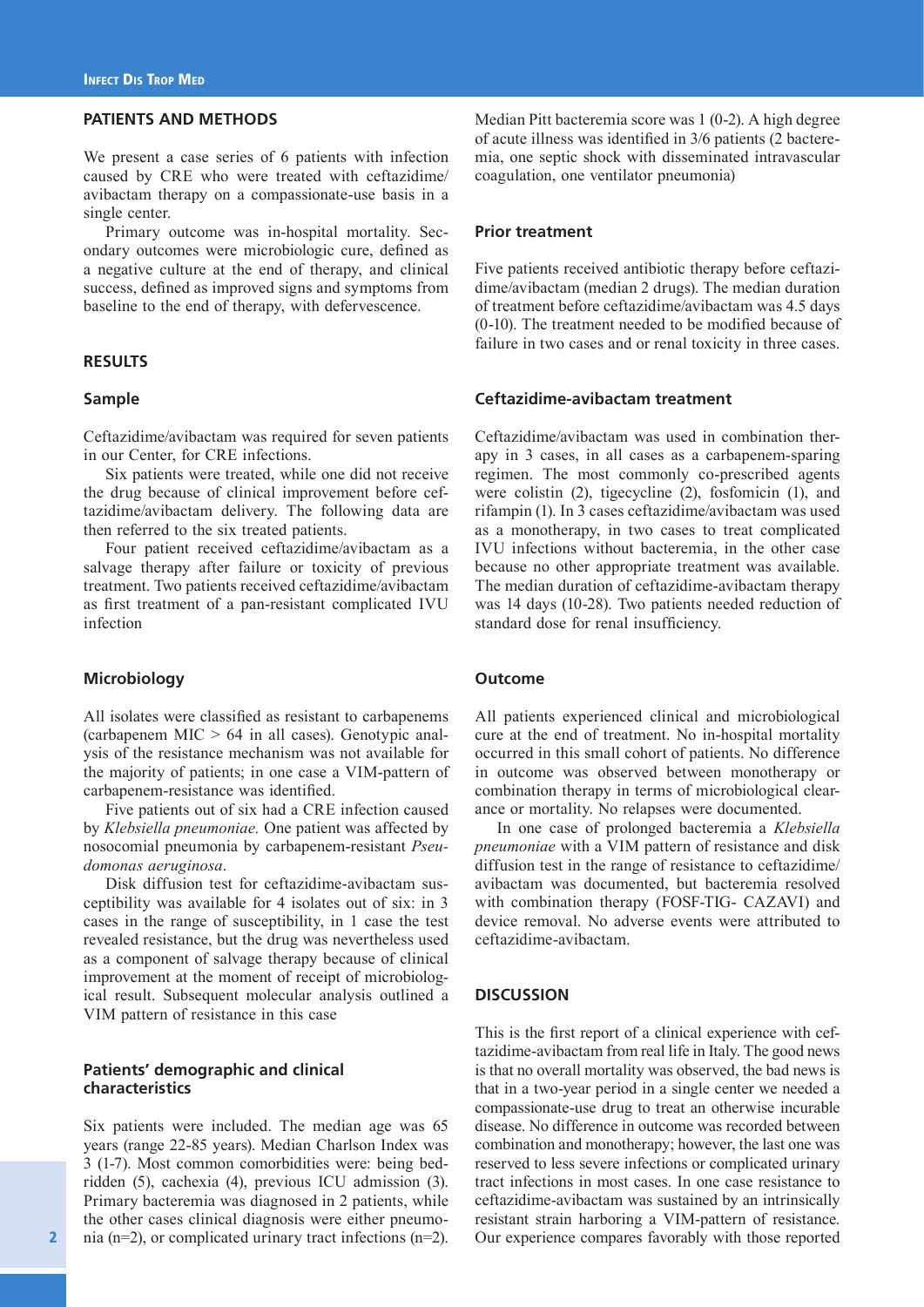## PATIENTS AND METHODS

We present a case series of 6 patients with infection caused by CRE who were treated with ceftazidime/avibactam therapy on a compassionate-use basis in a single center.

Primary outcome was in-hospital mortality. Secondary outcomes were microbiologic cure, defined as a negative culture at the end of therapy, and clinical success, defined as improved signs and symptoms from baseline to the end of therapy, with defervescence.

## RESULTS

### Sample

Ceftazidime/avibactam was required for seven patients in our Center, for CRE infections.

Six patients were treated, while one did not receive the drug because of clinical improvement before ceftazidime/avibactam delivery. The following data are then referred to the six treated patients.

Four patient received ceftazidime/avibactam as a salvage therapy after failure or toxicity of previous treatment. Two patients received ceftazidime/avibactam as first treatment of a pan-resistant complicated IVU infection

### Microbiology

All isolates were classified as resistant to carbapenems (carbapenem MIC > 64 in all cases). Genotypic analysis of the resistance mechanism was not available for the majority of patients; in one case a VIM-pattern of carbapenem-resistance was identified.

Five patients out of six had a CRE infection caused by *Klebsiella pneumoniae.* One patient was affected by nosocomial pneumonia by carbapenem-resistant *Pseudomonas aeruginosa*.

Disk diffusion test for ceftazidime-avibactam susceptibility was available for 4 isolates out of six: in 3 cases in the range of susceptibility, in 1 case the test revealed resistance, but the drug was nevertheless used as a component of salvage therapy because of clinical improvement at the moment of receipt of microbiological result. Subsequent molecular analysis outlined a VIM pattern of resistance in this case

### Patients' demographic and clinical characteristics

Six patients were included. The median age was 65 years (range 22-85 years). Median Charlson Index was 3 (1-7). Most common comorbidities were: being bedridden (5), cachexia (4), previous ICU admission (3). Primary bacteremia was diagnosed in 2 patients, while the other cases clinical diagnosis were either pneumonia (n=2), or complicated urinary tract infections (n=2). Median Pitt bacteremia score was 1 (0-2). A high degree of acute illness was identified in 3/6 patients (2 bacteremia, one septic shock with disseminated intravascular coagulation, one ventilator pneumonia)

### Prior treatment

Five patients received antibiotic therapy before ceftazidime/avibactam (median 2 drugs). The median duration of treatment before ceftazidime/avibactam was 4.5 days (0-10). The treatment needed to be modified because of failure in two cases and or renal toxicity in three cases.

### Ceftazidime-avibactam treatment

Ceftazidime/avibactam was used in combination therapy in 3 cases, in all cases as a carbapenem-sparing regimen. The most commonly co-prescribed agents were colistin (2), tigecycline (2), fosfomicin (1), and rifampin (1). In 3 cases ceftazidime/avibactam was used as a monotherapy, in two cases to treat complicated IVU infections without bacteremia, in the other case because no other appropriate treatment was available. The median duration of ceftazidime-avibactam therapy was 14 days (10-28). Two patients needed reduction of standard dose for renal insufficiency.

### Outcome

All patients experienced clinical and microbiological cure at the end of treatment. No in-hospital mortality occurred in this small cohort of patients. No difference in outcome was observed between monotherapy or combination therapy in terms of microbiological clearance or mortality. No relapses were documented.

In one case of prolonged bacteremia a *Klebsiella pneumoniae* with a VIM pattern of resistance and disk diffusion test in the range of resistance to ceftazidime/avibactam was documented, but bacteremia resolved with combination therapy (FOSF-TIG- CAZAVI) and device removal. No adverse events were attributed to ceftazidime-avibactam.

## DISCUSSION

This is the first report of a clinical experience with ceftazidime-avibactam from real life in Italy. The good news is that no overall mortality was observed, the bad news is that in a two-year period in a single center we needed a compassionate-use drug to treat an otherwise incurable disease. No difference in outcome was recorded between combination and monotherapy; however, the last one was reserved to less severe infections or complicated urinary tract infections in most cases. In one case resistance to ceftazidime-avibactam was sustained by an intrinsically resistant strain harboring a VIM-pattern of resistance. Our experience compares favorably with those reported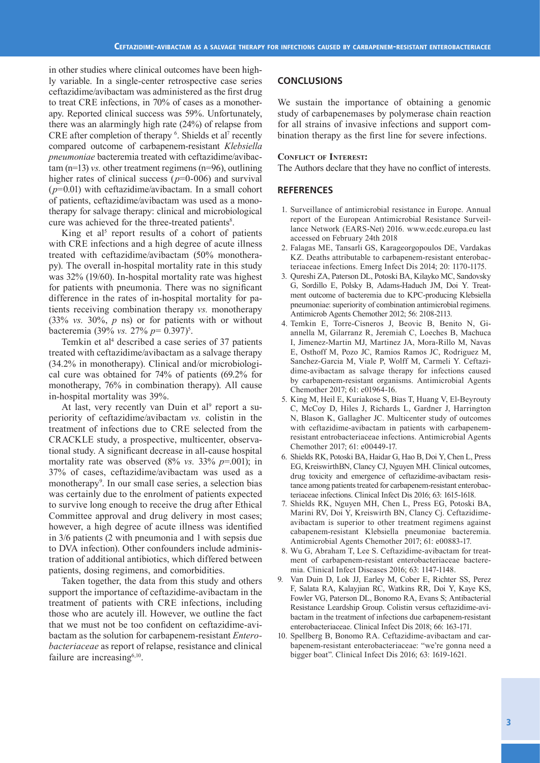in other studies where clinical outcomes have been highly variable. In a single-center retrospective case series ceftazidime/avibactam was administered as the first drug to treat CRE infections, in 70% of cases as a monotherapy. Reported clinical success was 59%. Unfortunately, there was an alarmingly high rate (24%) of relapse from CRE after completion of therapy [6]. Shields et al[7] recently compared outcome of carbapenem-resistant *Klebsiella pneumoniae* bacteremia treated with ceftazidime/avibactam (n=13) *vs.* other treatment regimens (n=96), outlining higher rates of clinical success ($p$=0-006) and survival ($p$=0.01) with ceftazidime/avibactam. In a small cohort of patients, ceftazidime/avibactam was used as a monotherapy for salvage therapy: clinical and microbiological cure was achieved for the three-treated patients[8].

King et al[5] report results of a cohort of patients with CRE infections and a high degree of acute illness treated with ceftazidime/avibactam (50% monotherapy). The overall in-hospital mortality rate in this study was 32% (19/60). In-hospital mortality rate was highest for patients with pneumonia. There was no significant difference in the rates of in-hospital mortality for patients receiving combination therapy *vs.* monotherapy (33% *vs.* 30%, $p$ ns) or for patients with or without bacteremia (39% *vs.* 27% $p$= 0.397)[5].

Temkin et al[4] described a case series of 37 patients treated with ceftazidime/avibactam as a salvage therapy (34.2% in monotherapy). Clinical and/or microbiological cure was obtained for 74% of patients (69.2% for monotherapy, 76% in combination therapy). All cause in-hospital mortality was 39%.

At last, very recently van Duin et al[9] report a superiority of ceftazidime/avibactam *vs.* colistin in the treatment of infections due to CRE selected from the CRACKLE study, a prospective, multicenter, observational study. A significant decrease in all-cause hospital mortality rate was observed (8% *vs.* 33% $p$=.001); in 37% of cases, ceftazidime/avibactam was used as a monotherapy[9]. In our small case series, a selection bias was certainly due to the enrolment of patients expected to survive long enough to receive the drug after Ethical Committee approval and drug delivery in most cases; however, a high degree of acute illness was identified in 3/6 patients (2 with pneumonia and 1 with sepsis due to DVA infection). Other confounders include administration of additional antibiotics, which differed between patients, dosing regimens, and comorbidities.

Taken together, the data from this study and others support the importance of ceftazidime-avibactam in the treatment of patients with CRE infections, including those who are acutely ill. However, we outline the fact that we must not be too confident on ceftazidime-avibactam as the solution for carbapenem-resistant *Enterobacteriaceae* as report of relapse, resistance and clinical failure are increasing[6,10].

## Conclusions

We sustain the importance of obtaining a genomic study of carbapenemases by polymerase chain reaction for all strains of invasive infections and support combination therapy as the first line for severe infections.

### Conflict of Interest:

The Authors declare that they have no conflict of interests.

## References

1. Surveillance of antimicrobial resistance in Europe. Annual report of the European Antimicrobial Resistance Surveillance Network (EARS-Net) 2016. www.ecdc.europa.eu last accessed on February 24th 2018
2. Falagas ME, Tansarli GS, Karageorgopoulos DE, Vardakas KZ. Deaths attributable to carbapenem-resistant enterobacteriaceae infections. Emerg Infect Dis 2014; 20: 1170-1175.
3. Qureshi ZA, Paterson DL, Potoski BA, Kilayko MC, Sandovsky G, Sordillo E, Polsky B, Adams-Haduch JM, Doi Y. Treatment outcome of bacteremia due to KPC-producing Klebsiella pneumoniae: superiority of combination antimicrobial regimens. Antimicrob Agents Chemother 2012; 56: 2108-2113.
4. Temkin E, Torre-Cisneros J, Beovic B, Benito N, Giannella M, Gilarranz R, Jeremiah C, Loeches B, Machuca I, Jimenez-Martin MJ, Martinez JA, Mora-Rillo M, Navas E, Osthoff M, Pozo JC, Ramios Ramos JC, Rodriguez M, Sanchez-Garcia M, Viale P, Wolff M, Carmeli Y. Ceftazidime-avibactam as salvage therapy for infections caused by carbapenem-resistant organisms. Antimicrobial Agents Chemother 2017; 61: e01964-16.
5. King M, Heil E, Kuriakose S, Bias T, Huang V, El-Beyrouty C, McCoy D, Hiles J, Richards L, Gardner J, Harrington N, Blason K, Gallagher JC. Multicenter study of outcomes with ceftazidime-avibactam in patients with carbapenem-resistant entrobacteriaceae infections. Antimicrobial Agents Chemother 2017; 61: e00449-17.
6. Shields RK, Potoski BA, Haidar G, Hao B, Doi Y, Chen L, Press EG, KreiswirthBN, Clancy CJ, Nguyen MH. Clinical outcomes, drug toxicity and emergence of ceftazidime-avibactam resistance among patients treated for carbapenem-resistant enterobacteriaceae infections. Clinical Infect Dis 2016; 63: 1615-1618.
7. Shields RK, Nguyen MH, Chen L, Press EG, Potoski BA, Marini RV, Doi Y, Kreiswirth BN, Clancy Cj. Ceftazidime-avibactam is superior to other treatment regimens against cabapenem-resistant Klebsiella pneumoniae bacteremia. Antimicrobial Agents Chemother 2017; 61: e00883-17.
8. Wu G, Abraham T, Lee S. Ceftazidime-avibactam for treatment of carbapenem-resistant enterobacteriaceae bacteremia. Clinical Infect Diseases 2016; 63: 1147-1148.
9. Van Duin D, Lok JJ, Earley M, Cober E, Richter SS, Perez F, Salata RA, Kalayjian RC, Watkins RR, Doi Y, Kaye KS, Fowler VG, Paterson DL, Bonomo RA, Evans S; Antibacterial Resistance Leardship Group. Colistin versus ceftazidime-avibactam in the treatment of infections due carbapenem-resistant enterobacteriaceae. Clinical Infect Dis 2018; 66: 163-171.
10. Spellberg B, Bonomo RA. Ceftazidime-avibactam and carbapenem-resistant enterobacteriaceae: "we're gonna need a bigger boat". Clinical Infect Dis 2016; 63: 1619-1621.